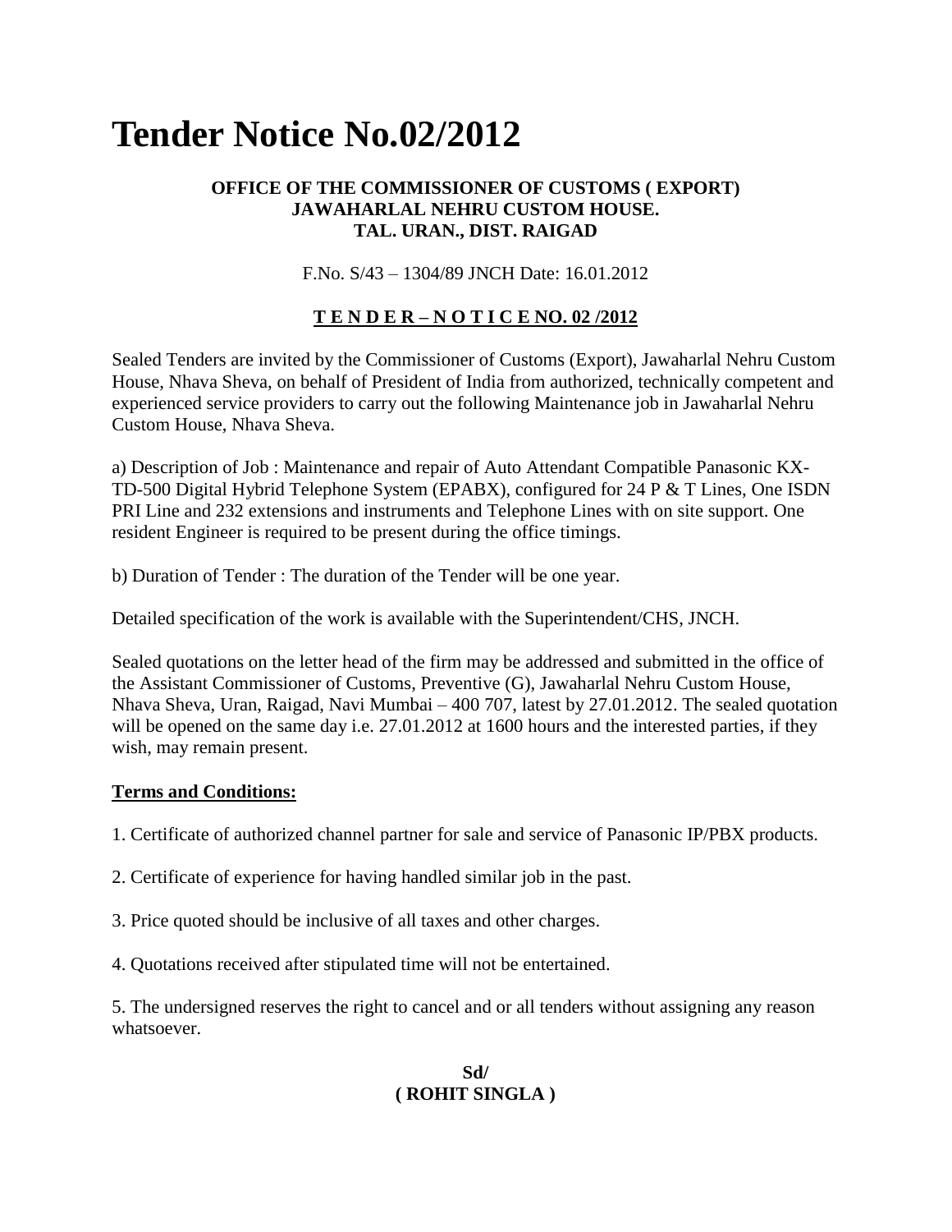# Tender Notice No.02/2012

**OFFICE OF THE COMMISSIONER OF CUSTOMS ( EXPORT)**
**JAWAHARLAL NEHRU CUSTOM HOUSE.**
**TAL. URAN., DIST. RAIGAD**

F.No. S/43 – 1304/89 JNCH Date: 16.01.2012

**<u>T E N D E R – N O T I C E NO. 02 /2012</u>**

Sealed Tenders are invited by the Commissioner of Customs (Export), Jawaharlal Nehru Custom House, Nhava Sheva, on behalf of President of India from authorized, technically competent and experienced service providers to carry out the following Maintenance job in Jawaharlal Nehru Custom House, Nhava Sheva.

a) Description of Job : Maintenance and repair of Auto Attendant Compatible Panasonic KX-TD-500 Digital Hybrid Telephone System (EPABX), configured for 24 P & T Lines, One ISDN PRI Line and 232 extensions and instruments and Telephone Lines with on site support. One resident Engineer is required to be present during the office timings.

b) Duration of Tender : The duration of the Tender will be one year.

Detailed specification of the work is available with the Superintendent/CHS, JNCH.

Sealed quotations on the letter head of the firm may be addressed and submitted in the office of the Assistant Commissioner of Customs, Preventive (G), Jawaharlal Nehru Custom House, Nhava Sheva, Uran, Raigad, Navi Mumbai – 400 707, latest by 27.01.2012. The sealed quotation will be opened on the same day i.e. 27.01.2012 at 1600 hours and the interested parties, if they wish, may remain present.

**<u>Terms and Conditions:</u>**

1. Certificate of authorized channel partner for sale and service of Panasonic IP/PBX products.

2. Certificate of experience for having handled similar job in the past.

3. Price quoted should be inclusive of all taxes and other charges.

4. Quotations received after stipulated time will not be entertained.

5. The undersigned reserves the right to cancel and or all tenders without assigning any reason whatsoever.

**Sd/**
**( ROHIT SINGLA )**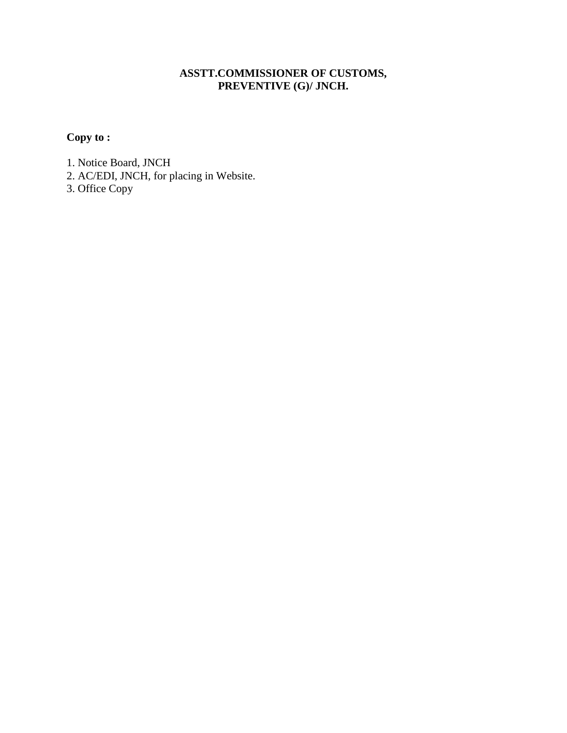**ASSTT.COMMISSIONER OF CUSTOMS,**
**PREVENTIVE (G)/ JNCH.**

**Copy to :**

1. Notice Board, JNCH
2. AC/EDI, JNCH, for placing in Website.
3. Office Copy